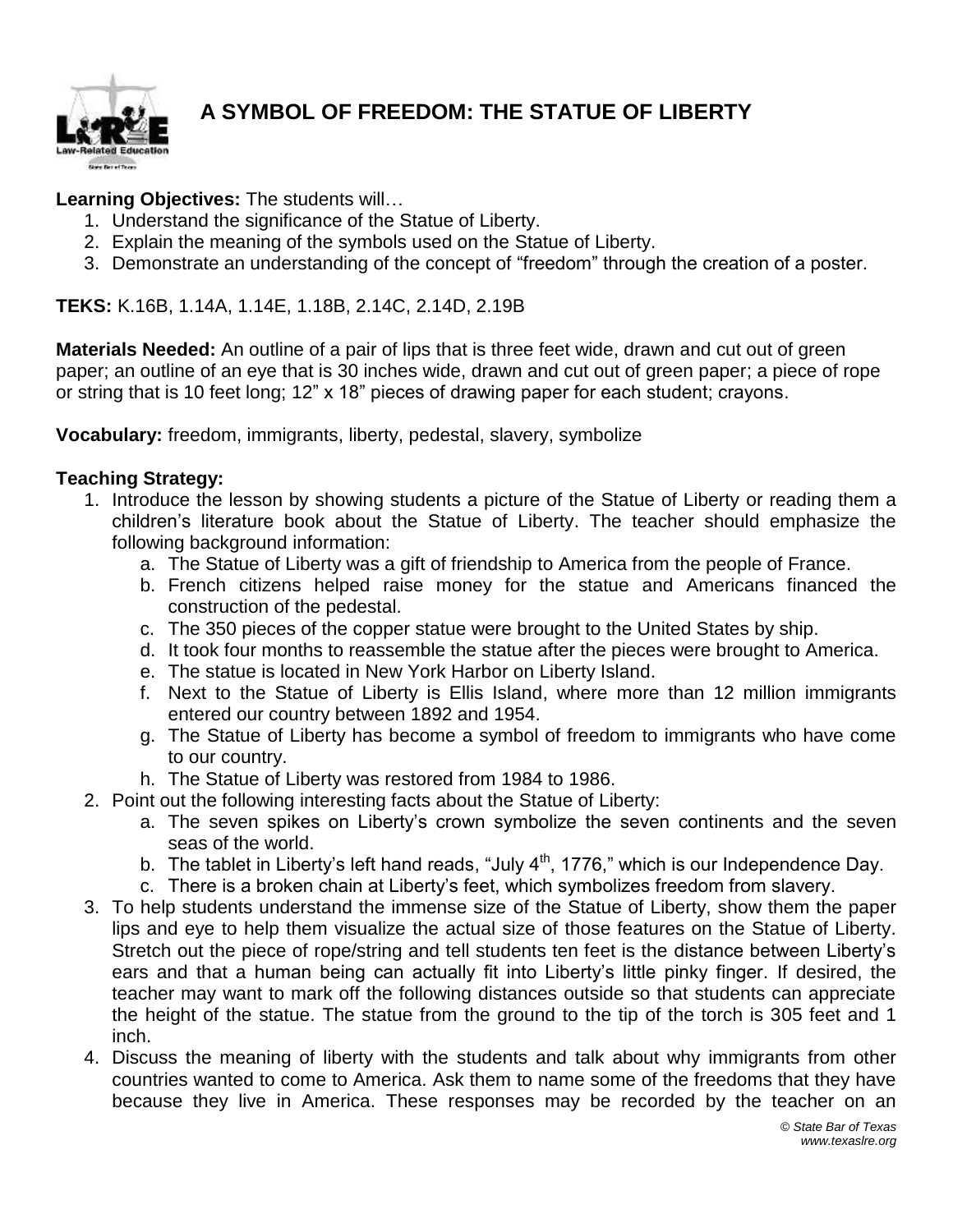# A SYMBOL OF FREEDOM: THE STATUE OF LIBERTY

**Learning Objectives:** The students will…

1. Understand the significance of the Statue of Liberty.
2. Explain the meaning of the symbols used on the Statue of Liberty.
3. Demonstrate an understanding of the concept of "freedom" through the creation of a poster.

**TEKS:** K.16B, 1.14A, 1.14E, 1.18B, 2.14C, 2.14D, 2.19B

**Materials Needed:** An outline of a pair of lips that is three feet wide, drawn and cut out of green paper; an outline of an eye that is 30 inches wide, drawn and cut out of green paper; a piece of rope or string that is 10 feet long; 12" x 18" pieces of drawing paper for each student; crayons.

**Vocabulary:** freedom, immigrants, liberty, pedestal, slavery, symbolize

**Teaching Strategy:**

1. Introduce the lesson by showing students a picture of the Statue of Liberty or reading them a children's literature book about the Statue of Liberty. The teacher should emphasize the following background information:
   a. The Statue of Liberty was a gift of friendship to America from the people of France.
   b. French citizens helped raise money for the statue and Americans financed the construction of the pedestal.
   c. The 350 pieces of the copper statue were brought to the United States by ship.
   d. It took four months to reassemble the statue after the pieces were brought to America.
   e. The statue is located in New York Harbor on Liberty Island.
   f. Next to the Statue of Liberty is Ellis Island, where more than 12 million immigrants entered our country between 1892 and 1954.
   g. The Statue of Liberty has become a symbol of freedom to immigrants who have come to our country.
   h. The Statue of Liberty was restored from 1984 to 1986.
2. Point out the following interesting facts about the Statue of Liberty:
   a. The seven spikes on Liberty's crown symbolize the seven continents and the seven seas of the world.
   b. The tablet in Liberty's left hand reads, "July 4th, 1776," which is our Independence Day.
   c. There is a broken chain at Liberty's feet, which symbolizes freedom from slavery.
3. To help students understand the immense size of the Statue of Liberty, show them the paper lips and eye to help them visualize the actual size of those features on the Statue of Liberty. Stretch out the piece of rope/string and tell students ten feet is the distance between Liberty's ears and that a human being can actually fit into Liberty's little pinky finger. If desired, the teacher may want to mark off the following distances outside so that students can appreciate the height of the statue. The statue from the ground to the tip of the torch is 305 feet and 1 inch.
4. Discuss the meaning of liberty with the students and talk about why immigrants from other countries wanted to come to America. Ask them to name some of the freedoms that they have because they live in America. These responses may be recorded by the teacher on an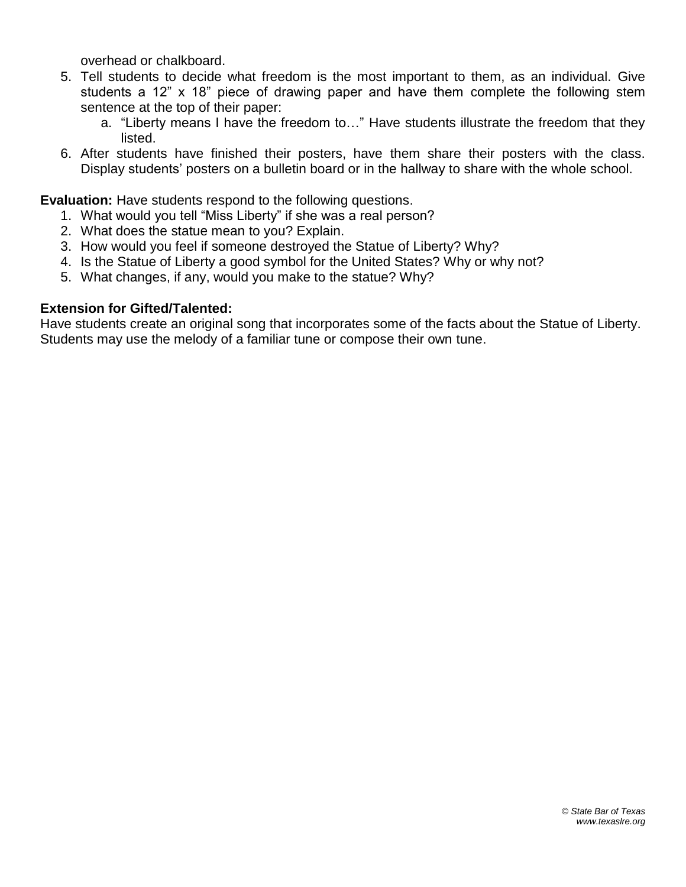overhead or chalkboard.

5. Tell students to decide what freedom is the most important to them, as an individual. Give students a 12” x 18” piece of drawing paper and have them complete the following stem sentence at the top of their paper:
   a. “Liberty means I have the freedom to…” Have students illustrate the freedom that they listed.
6. After students have finished their posters, have them share their posters with the class. Display students’ posters on a bulletin board or in the hallway to share with the whole school.

**Evaluation:** Have students respond to the following questions.

1. What would you tell “Miss Liberty” if she was a real person?
2. What does the statue mean to you? Explain.
3. How would you feel if someone destroyed the Statue of Liberty? Why?
4. Is the Statue of Liberty a good symbol for the United States? Why or why not?
5. What changes, if any, would you make to the statue? Why?

**Extension for Gifted/Talented:**

Have students create an original song that incorporates some of the facts about the Statue of Liberty. Students may use the melody of a familiar tune or compose their own tune.

*© State Bar of Texas*
*www.texaslre.org*